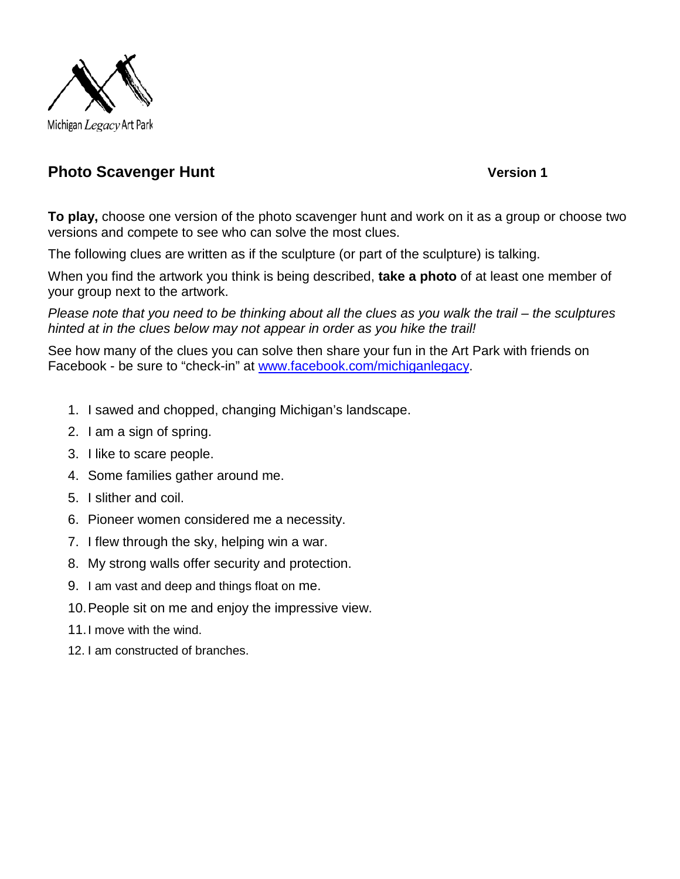Michigan Legacy Art Park

## Photo Scavenger Hunt **Version 1**

**To play,** choose one version of the photo scavenger hunt and work on it as a group or choose two versions and compete to see who can solve the most clues.

The following clues are written as if the sculpture (or part of the sculpture) is talking.

When you find the artwork you think is being described, **take a photo** of at least one member of your group next to the artwork.

*Please note that you need to be thinking about all the clues as you walk the trail – the sculptures hinted at in the clues below may not appear in order as you hike the trail!*

See how many of the clues you can solve then share your fun in the Art Park with friends on Facebook - be sure to "check-in" at www.facebook.com/michiganlegacy.

1. I sawed and chopped, changing Michigan's landscape.
2. I am a sign of spring.
3. I like to scare people.
4. Some families gather around me.
5. I slither and coil.
6. Pioneer women considered me a necessity.
7. I flew through the sky, helping win a war.
8. My strong walls offer security and protection.
9. I am vast and deep and things float on me.
10. People sit on me and enjoy the impressive view.
11. I move with the wind.
12. I am constructed of branches.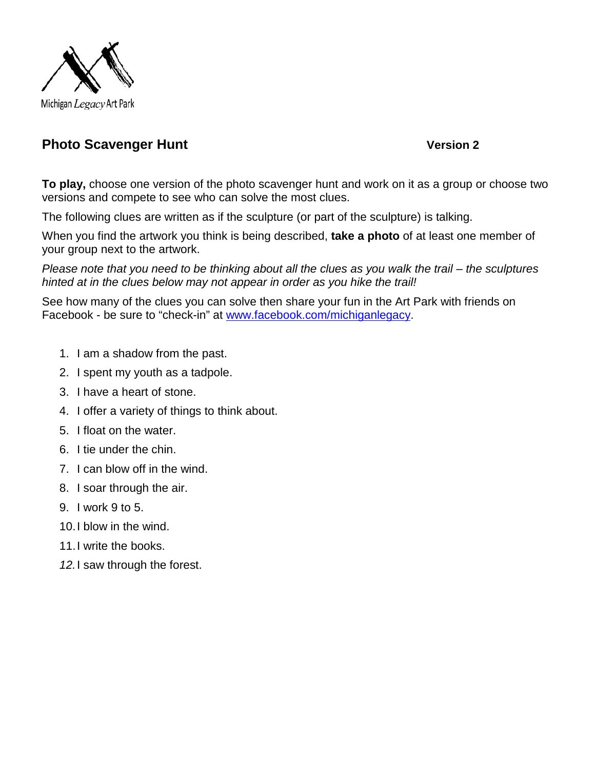Michigan *Legacy* Art Park

## Photo Scavenger Hunt **Version 2**

**To play,** choose one version of the photo scavenger hunt and work on it as a group or choose two versions and compete to see who can solve the most clues.

The following clues are written as if the sculpture (or part of the sculpture) is talking.

When you find the artwork you think is being described, **take a photo** of at least one member of your group next to the artwork.

*Please note that you need to be thinking about all the clues as you walk the trail – the sculptures hinted at in the clues below may not appear in order as you hike the trail!*

See how many of the clues you can solve then share your fun in the Art Park with friends on Facebook - be sure to "check-in" at [www.facebook.com/michiganlegacy](http://www.facebook.com/michiganlegacy).

1. I am a shadow from the past.
2. I spent my youth as a tadpole.
3. I have a heart of stone.
4. I offer a variety of things to think about.
5. I float on the water.
6. I tie under the chin.
7. I can blow off in the wind.
8. I soar through the air.
9. I work 9 to 5.
10. I blow in the wind.
11. I write the books.
12. I saw through the forest.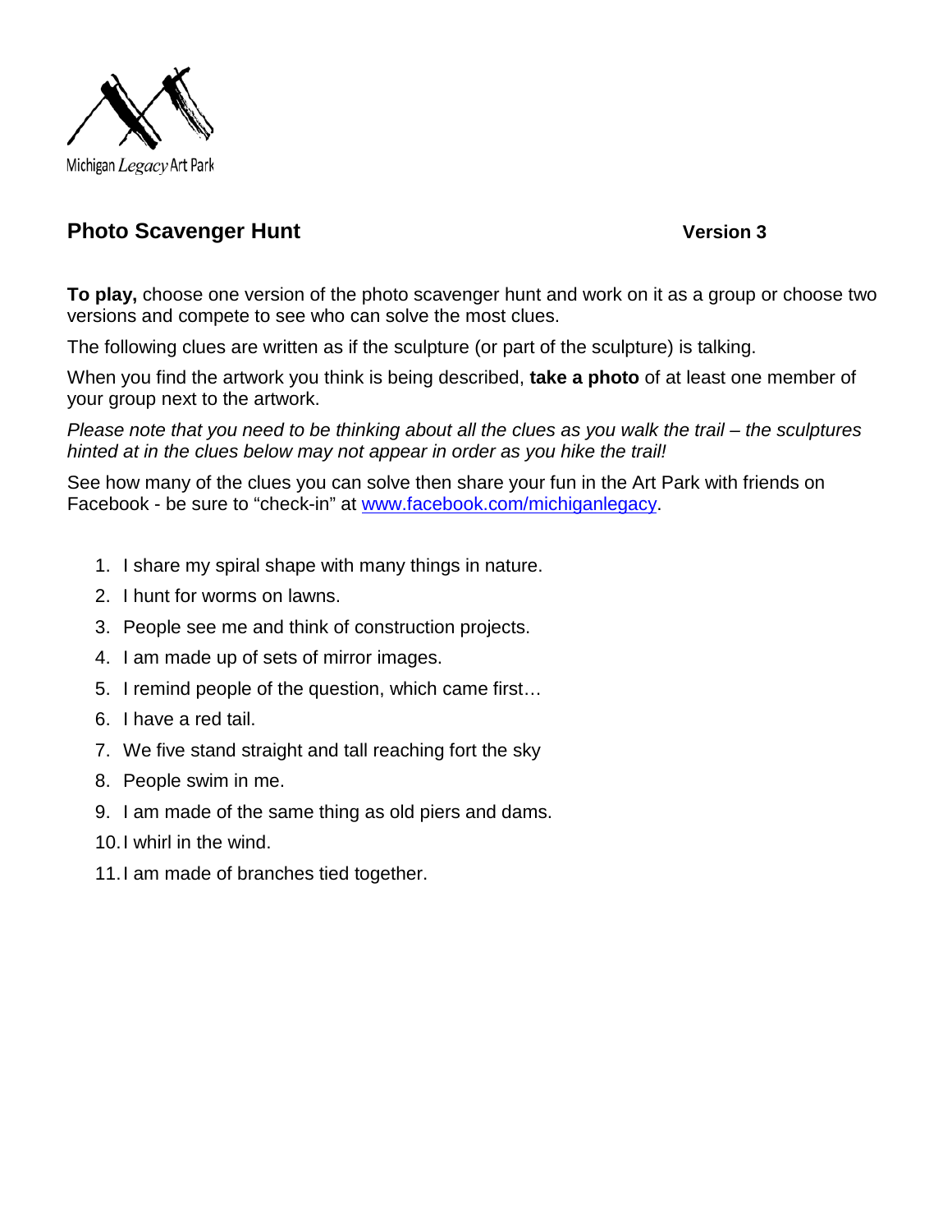Michigan *Legacy* Art Park

## Photo Scavenger Hunt **Version 3**

**To play,** choose one version of the photo scavenger hunt and work on it as a group or choose two versions and compete to see who can solve the most clues.

The following clues are written as if the sculpture (or part of the sculpture) is talking.

When you find the artwork you think is being described, **take a photo** of at least one member of your group next to the artwork.

*Please note that you need to be thinking about all the clues as you walk the trail – the sculptures hinted at in the clues below may not appear in order as you hike the trail!*

See how many of the clues you can solve then share your fun in the Art Park with friends on Facebook - be sure to "check-in" at [www.facebook.com/michiganlegacy](http://www.facebook.com/michiganlegacy).

1. I share my spiral shape with many things in nature.
2. I hunt for worms on lawns.
3. People see me and think of construction projects.
4. I am made up of sets of mirror images.
5. I remind people of the question, which came first…
6. I have a red tail.
7. We five stand straight and tall reaching fort the sky
8. People swim in me.
9. I am made of the same thing as old piers and dams.
10. I whirl in the wind.
11. I am made of branches tied together.